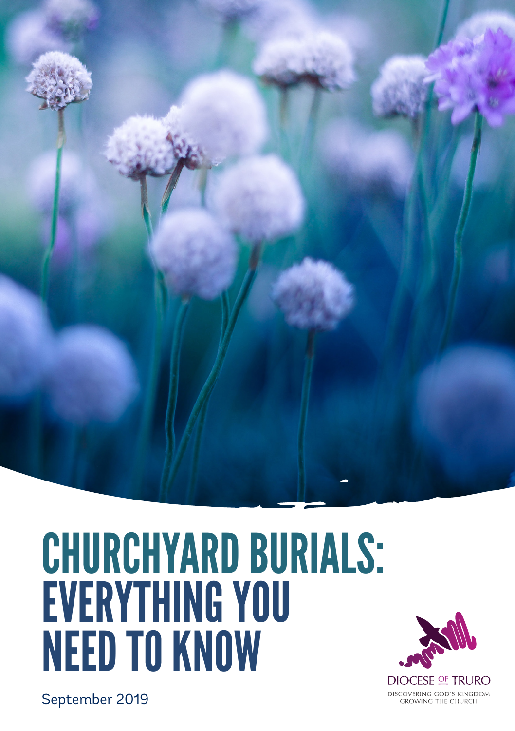# CHURCHYARD BURIALS: EVERYTHING YOU NEED TO KNOW

September 2019

DIOCESE OF TRURO

DISCOVERING GOD'S KINGDOM
GROWING THE CHURCH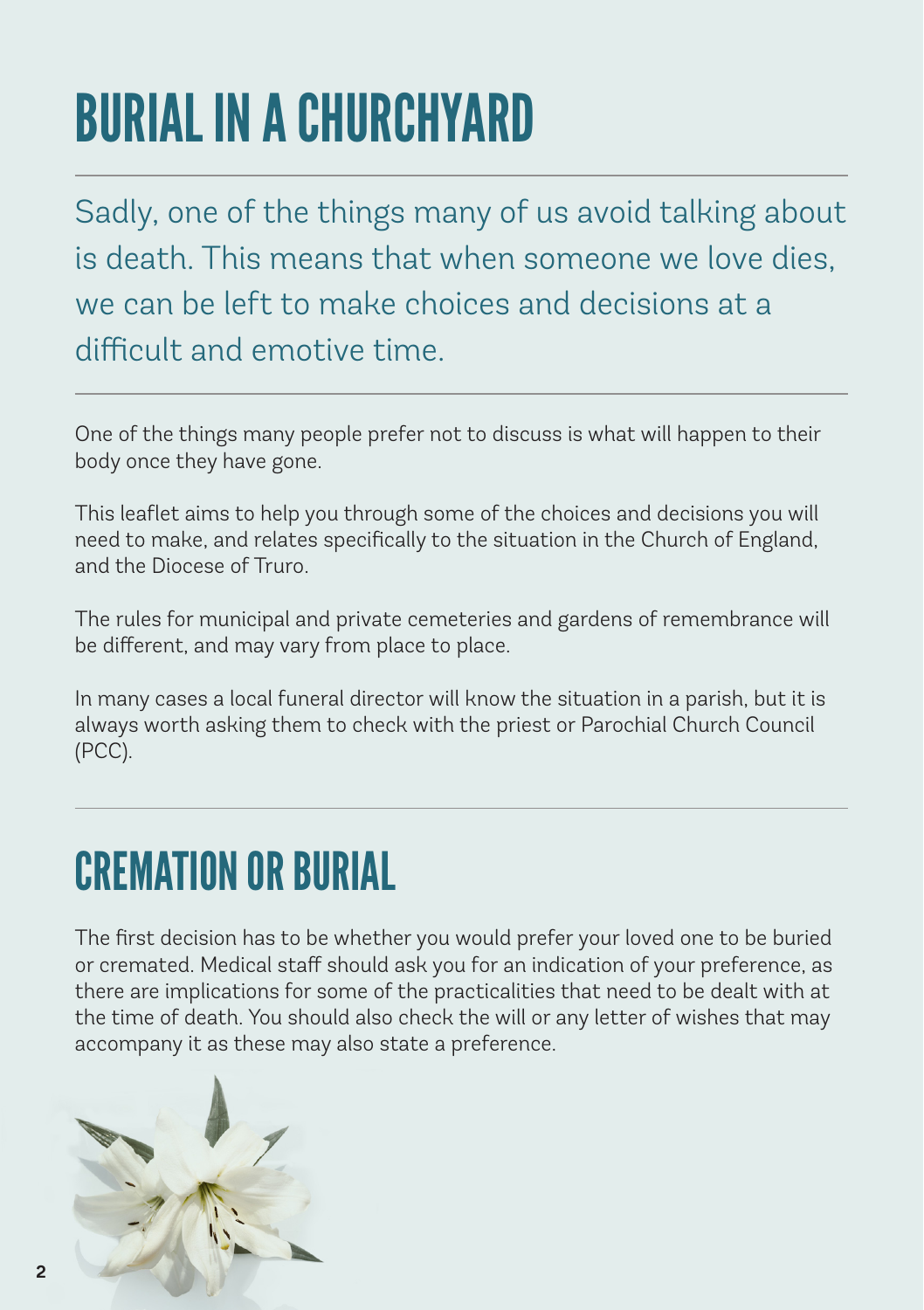# BURIAL IN A CHURCHYARD

Sadly, one of the things many of us avoid talking about is death. This means that when someone we love dies, we can be left to make choices and decisions at a difficult and emotive time.

One of the things many people prefer not to discuss is what will happen to their body once they have gone.

This leaflet aims to help you through some of the choices and decisions you will need to make, and relates specifically to the situation in the Church of England, and the Diocese of Truro.

The rules for municipal and private cemeteries and gardens of remembrance will be different, and may vary from place to place.

In many cases a local funeral director will know the situation in a parish, but it is always worth asking them to check with the priest or Parochial Church Council (PCC).

## CREMATION OR BURIAL

The first decision has to be whether you would prefer your loved one to be buried or cremated. Medical staff should ask you for an indication of your preference, as there are implications for some of the practicalities that need to be dealt with at the time of death. You should also check the will or any letter of wishes that may accompany it as these may also state a preference.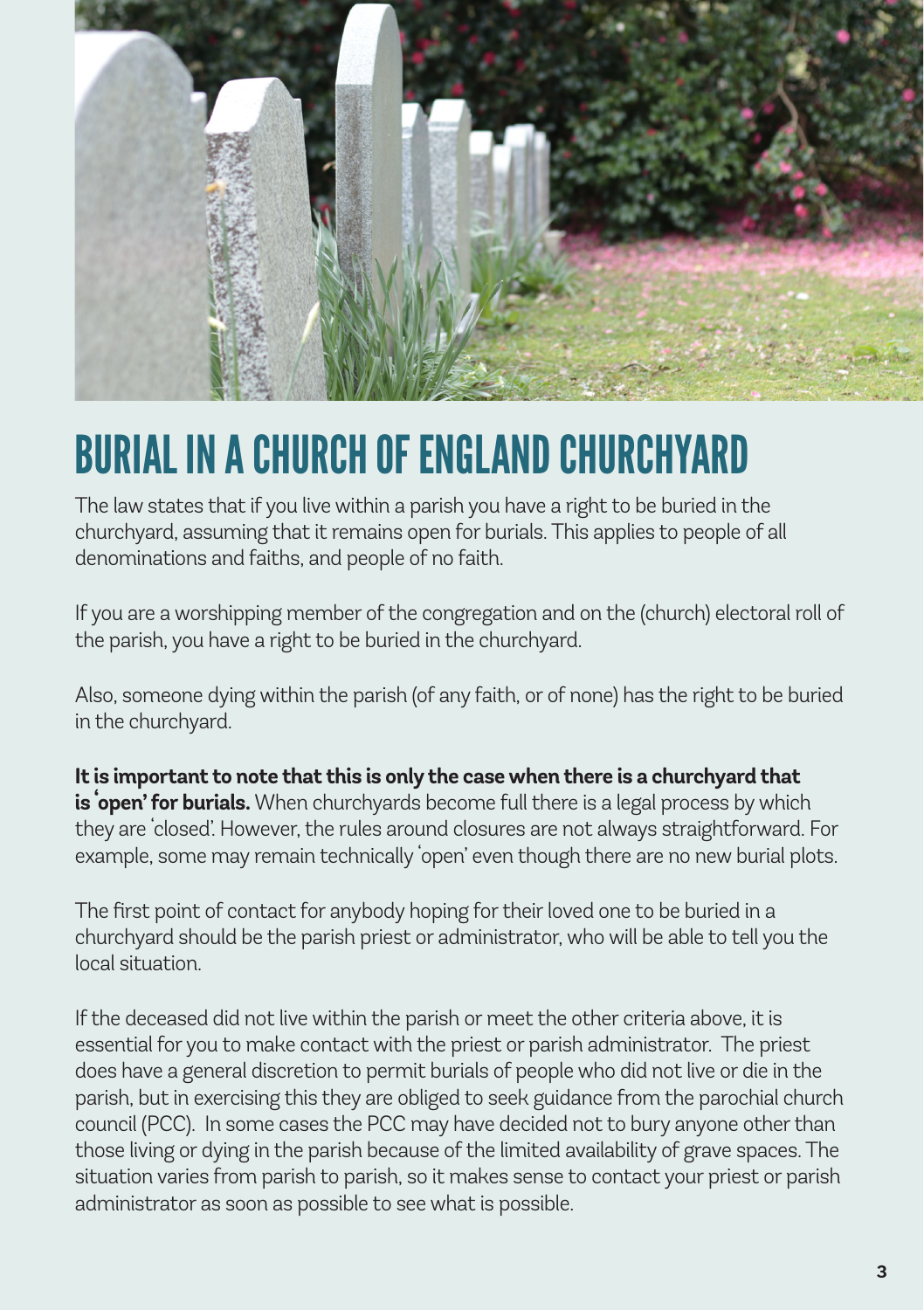# BURIAL IN A CHURCH OF ENGLAND CHURCHYARD

The law states that if you live within a parish you have a right to be buried in the churchyard, assuming that it remains open for burials. This applies to people of all denominations and faiths, and people of no faith.

If you are a worshipping member of the congregation and on the (church) electoral roll of the parish, you have a right to be buried in the churchyard.

Also, someone dying within the parish (of any faith, or of none) has the right to be buried in the churchyard.

**It is important to note that this is only the case when there is a churchyard that is 'open' for burials.** When churchyards become full there is a legal process by which they are 'closed'. However, the rules around closures are not always straightforward. For example, some may remain technically 'open' even though there are no new burial plots.

The first point of contact for anybody hoping for their loved one to be buried in a churchyard should be the parish priest or administrator, who will be able to tell you the local situation.

If the deceased did not live within the parish or meet the other criteria above, it is essential for you to make contact with the priest or parish administrator. The priest does have a general discretion to permit burials of people who did not live or die in the parish, but in exercising this they are obliged to seek guidance from the parochial church council (PCC). In some cases the PCC may have decided not to bury anyone other than those living or dying in the parish because of the limited availability of grave spaces. The situation varies from parish to parish, so it makes sense to contact your priest or parish administrator as soon as possible to see what is possible.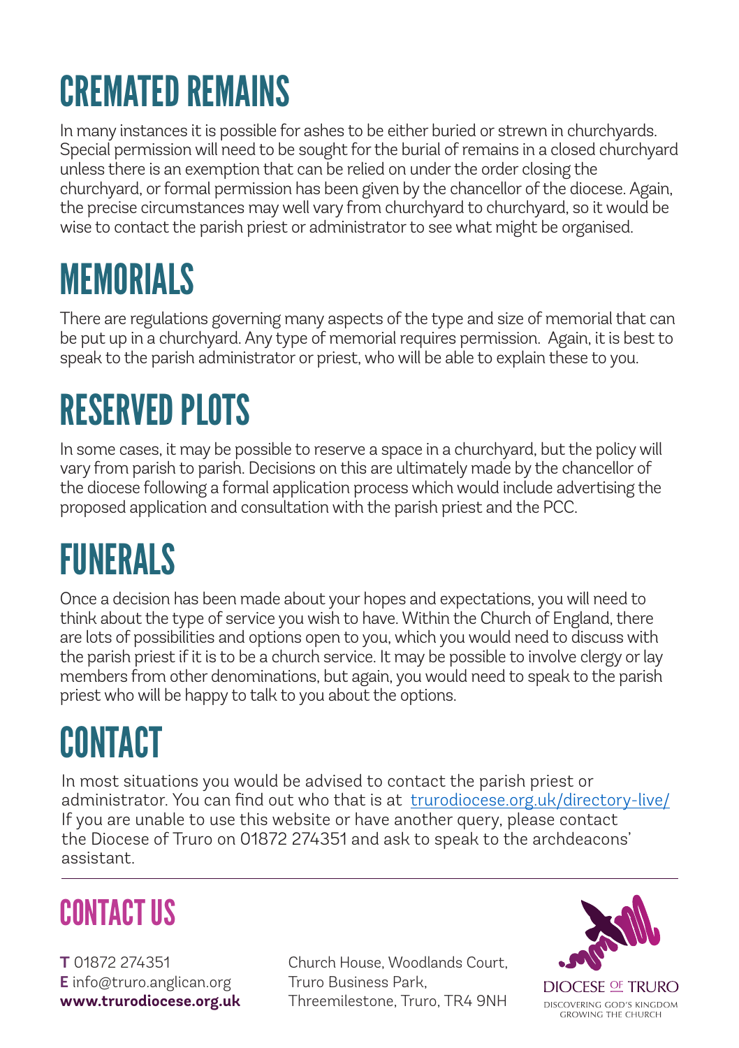# CREMATED REMAINS

In many instances it is possible for ashes to be either buried or strewn in churchyards. Special permission will need to be sought for the burial of remains in a closed churchyard unless there is an exemption that can be relied on under the order closing the churchyard, or formal permission has been given by the chancellor of the diocese. Again, the precise circumstances may well vary from churchyard to churchyard, so it would be wise to contact the parish priest or administrator to see what might be organised.

# MEMORIALS

There are regulations governing many aspects of the type and size of memorial that can be put up in a churchyard. Any type of memorial requires permission. Again, it is best to speak to the parish administrator or priest, who will be able to explain these to you.

# RESERVED PLOTS

In some cases, it may be possible to reserve a space in a churchyard, but the policy will vary from parish to parish. Decisions on this are ultimately made by the chancellor of the diocese following a formal application process which would include advertising the proposed application and consultation with the parish priest and the PCC.

# FUNERALS

Once a decision has been made about your hopes and expectations, you will need to think about the type of service you wish to have. Within the Church of England, there are lots of possibilities and options open to you, which you would need to discuss with the parish priest if it is to be a church service. It may be possible to involve clergy or lay members from other denominations, but again, you would need to speak to the parish priest who will be happy to talk to you about the options.

# CONTACT

In most situations you would be advised to contact the parish priest or administrator. You can find out who that is at trurodiocese.org.uk/directory-live/ If you are unable to use this website or have another query, please contact the Diocese of Truro on 01872 274351 and ask to speak to the archdeacons' assistant.

## CONTACT US

**T** 01872 274351
**E** info@truro.anglican.org
**www.trurodiocese.org.uk**

Church House, Woodlands Court,
Truro Business Park,
Threemilestone, Truro, TR4 9NH

DIOCESE OF TRURO
DISCOVERING GOD'S KINGDOM
GROWING THE CHURCH